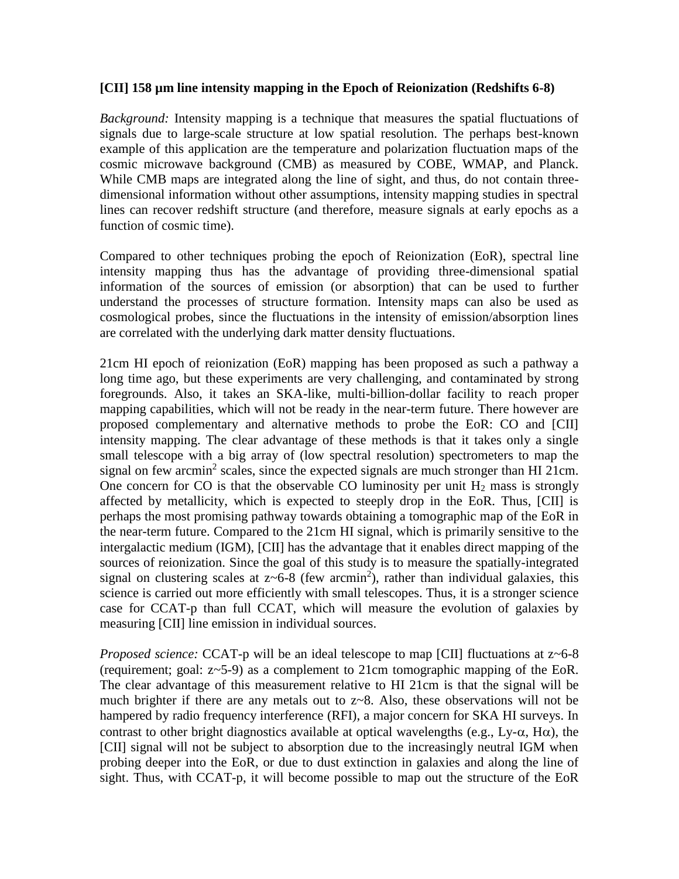**[CII] 158 µm line intensity mapping in the Epoch of Reionization (Redshifts 6-8)**

*Background:* Intensity mapping is a technique that measures the spatial fluctuations of signals due to large-scale structure at low spatial resolution. The perhaps best-known example of this application are the temperature and polarization fluctuation maps of the cosmic microwave background (CMB) as measured by COBE, WMAP, and Planck. While CMB maps are integrated along the line of sight, and thus, do not contain three-dimensional information without other assumptions, intensity mapping studies in spectral lines can recover redshift structure (and therefore, measure signals at early epochs as a function of cosmic time).

Compared to other techniques probing the epoch of Reionization (EoR), spectral line intensity mapping thus has the advantage of providing three-dimensional spatial information of the sources of emission (or absorption) that can be used to further understand the processes of structure formation. Intensity maps can also be used as cosmological probes, since the fluctuations in the intensity of emission/absorption lines are correlated with the underlying dark matter density fluctuations.

21cm HI epoch of reionization (EoR) mapping has been proposed as such a pathway a long time ago, but these experiments are very challenging, and contaminated by strong foregrounds. Also, it takes an SKA-like, multi-billion-dollar facility to reach proper mapping capabilities, which will not be ready in the near-term future. There however are proposed complementary and alternative methods to probe the EoR: CO and [CII] intensity mapping. The clear advantage of these methods is that it takes only a single small telescope with a big array of (low spectral resolution) spectrometers to map the signal on few arcmin$^2$ scales, since the expected signals are much stronger than HI 21cm. One concern for CO is that the observable CO luminosity per unit $H_2$ mass is strongly affected by metallicity, which is expected to steeply drop in the EoR. Thus, [CII] is perhaps the most promising pathway towards obtaining a tomographic map of the EoR in the near-term future. Compared to the 21cm HI signal, which is primarily sensitive to the intergalactic medium (IGM), [CII] has the advantage that it enables direct mapping of the sources of reionization. Since the goal of this study is to measure the spatially-integrated signal on clustering scales at z~6-8 (few arcmin$^2$), rather than individual galaxies, this science is carried out more efficiently with small telescopes. Thus, it is a stronger science case for CCAT-p than full CCAT, which will measure the evolution of galaxies by measuring [CII] line emission in individual sources.

*Proposed science:* CCAT-p will be an ideal telescope to map [CII] fluctuations at z~6-8 (requirement; goal: z~5-9) as a complement to 21cm tomographic mapping of the EoR. The clear advantage of this measurement relative to HI 21cm is that the signal will be much brighter if there are any metals out to z~8. Also, these observations will not be hampered by radio frequency interference (RFI), a major concern for SKA HI surveys. In contrast to other bright diagnostics available at optical wavelengths (e.g., Ly-$\alpha$, H$\alpha$), the [CII] signal will not be subject to absorption due to the increasingly neutral IGM when probing deeper into the EoR, or due to dust extinction in galaxies and along the line of sight. Thus, with CCAT-p, it will become possible to map out the structure of the EoR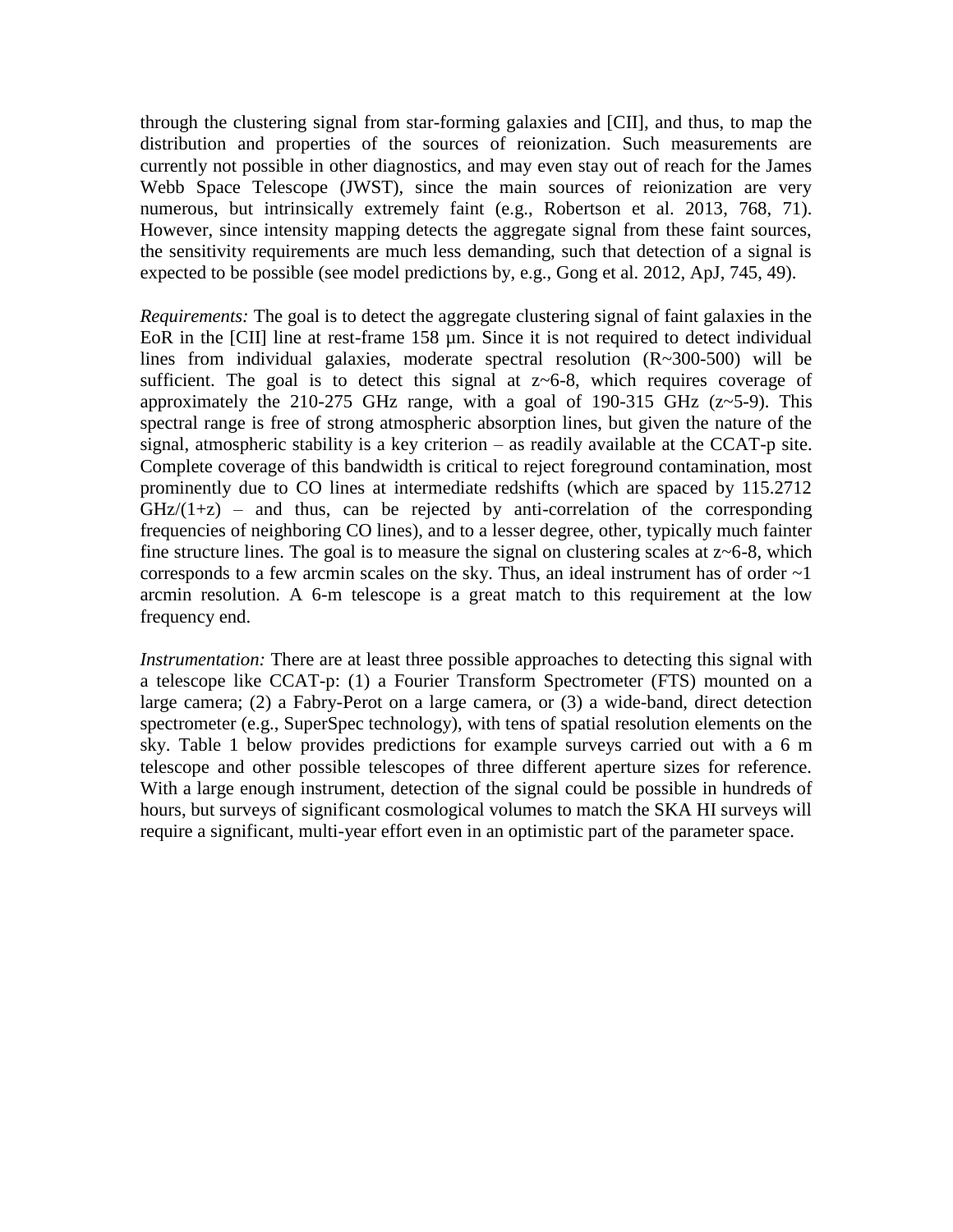through the clustering signal from star-forming galaxies and [CII], and thus, to map the distribution and properties of the sources of reionization. Such measurements are currently not possible in other diagnostics, and may even stay out of reach for the James Webb Space Telescope (JWST), since the main sources of reionization are very numerous, but intrinsically extremely faint (e.g., Robertson et al. 2013, 768, 71). However, since intensity mapping detects the aggregate signal from these faint sources, the sensitivity requirements are much less demanding, such that detection of a signal is expected to be possible (see model predictions by, e.g., Gong et al. 2012, ApJ, 745, 49).

*Requirements:* The goal is to detect the aggregate clustering signal of faint galaxies in the EoR in the [CII] line at rest-frame 158 µm. Since it is not required to detect individual lines from individual galaxies, moderate spectral resolution (R~300-500) will be sufficient. The goal is to detect this signal at z~6-8, which requires coverage of approximately the 210-275 GHz range, with a goal of 190-315 GHz (z~5-9). This spectral range is free of strong atmospheric absorption lines, but given the nature of the signal, atmospheric stability is a key criterion – as readily available at the CCAT-p site. Complete coverage of this bandwidth is critical to reject foreground contamination, most prominently due to CO lines at intermediate redshifts (which are spaced by 115.2712 GHz/(1+z) – and thus, can be rejected by anti-correlation of the corresponding frequencies of neighboring CO lines), and to a lesser degree, other, typically much fainter fine structure lines. The goal is to measure the signal on clustering scales at z~6-8, which corresponds to a few arcmin scales on the sky. Thus, an ideal instrument has of order ~1 arcmin resolution. A 6-m telescope is a great match to this requirement at the low frequency end.

*Instrumentation:* There are at least three possible approaches to detecting this signal with a telescope like CCAT-p: (1) a Fourier Transform Spectrometer (FTS) mounted on a large camera; (2) a Fabry-Perot on a large camera, or (3) a wide-band, direct detection spectrometer (e.g., SuperSpec technology), with tens of spatial resolution elements on the sky. Table 1 below provides predictions for example surveys carried out with a 6 m telescope and other possible telescopes of three different aperture sizes for reference. With a large enough instrument, detection of the signal could be possible in hundreds of hours, but surveys of significant cosmological volumes to match the SKA HI surveys will require a significant, multi-year effort even in an optimistic part of the parameter space.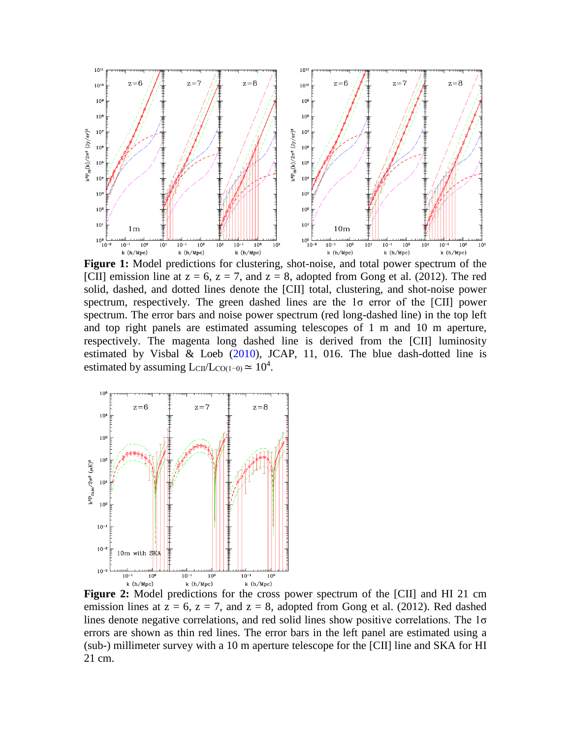**Figure 1:** Model predictions for clustering, shot-noise, and total power spectrum of the [CII] emission line at z = 6, z = 7, and z = 8, adopted from Gong et al. (2012). The red solid, dashed, and dotted lines denote the [CII] total, clustering, and shot-noise power spectrum, respectively. The green dashed lines are the 1σ error of the [CII] power spectrum. The error bars and noise power spectrum (red long-dashed line) in the top left and top right panels are estimated assuming telescopes of 1 m and 10 m aperture, respectively. The magenta long dashed line is derived from the [CII] luminosity estimated by Visbal & Loeb (2010), JCAP, 11, 016. The blue dash-dotted line is estimated by assuming $L_{CII}/L_{CO(1-0)} \simeq 10^4$.

**Figure 2:** Model predictions for the cross power spectrum of the [CII] and HI 21 cm emission lines at z = 6, z = 7, and z = 8, adopted from Gong et al. (2012). Red dashed lines denote negative correlations, and red solid lines show positive correlations. The 1σ errors are shown as thin red lines. The error bars in the left panel are estimated using a (sub-) millimeter survey with a 10 m aperture telescope for the [CII] line and SKA for HI 21 cm.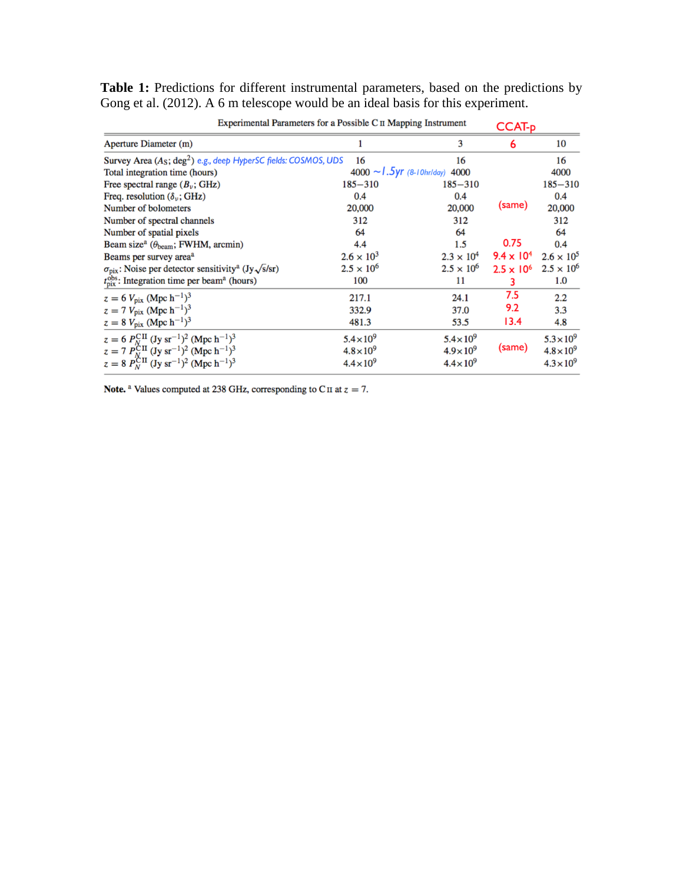**Table 1:** Predictions for different instrumental parameters, based on the predictions by Gong et al. (2012). A 6 m telescope would be an ideal basis for this experiment.

Experimental Parameters for a Possible C II Mapping Instrument

| | | | CCAT-p | |
|---|---|---|---|---|
| Aperture Diameter (m) | 1 | 3 | 6 | 10 |
| Survey Area ($A_S$; deg$^2$) e.g., deep HyperSC fields: COSMOS, UDS | 16 | 16 | | 16 |
| Total integration time (hours) | 4000 ~1.5yr (8-10hr/day) | 4000 | | 4000 |
| Free spectral range ($B_\nu$; GHz) | 185−310 | 185−310 | | 185−310 |
| Freq. resolution ($\delta_\nu$; GHz) | 0.4 | 0.4 | | 0.4 |
| Number of bolometers | 20,000 | 20,000 | (same) | 20,000 |
| Number of spectral channels | 312 | 312 | | 312 |
| Number of spatial pixels | 64 | 64 | | 64 |
| Beam size[a] ($\theta_{beam}$; FWHM, arcmin) | 4.4 | 1.5 | 0.75 | 0.4 |
| Beams per survey area[a] | $2.6 \times 10^3$ | $2.3 \times 10^4$ | $9.4 \times 10^4$ | $2.6 \times 10^5$ |
| $\sigma_{pix}$: Noise per detector sensitivity[a] (Jy$\sqrt{s}$/sr) | $2.5 \times 10^6$ | $2.5 \times 10^6$ | $2.5 \times 10^6$ | $2.5 \times 10^6$ |
| $t^{obs}_{pix}$: Integration time per beam[a] (hours) | 100 | 11 | 3 | 1.0 |
| $z = 6$ $V_{pix}$ (Mpc h$^{-1}$)$^3$ | 217.1 | 24.1 | 7.5 | 2.2 |
| $z = 7$ $V_{pix}$ (Mpc h$^{-1}$)$^3$ | 332.9 | 37.0 | 9.2 | 3.3 |
| $z = 8$ $V_{pix}$ (Mpc h$^{-1}$)$^3$ | 481.3 | 53.5 | 13.4 | 4.8 |
| $z = 6$ $P_N^{CII}$ (Jy sr$^{-1}$)$^2$ (Mpc h$^{-1}$)$^3$ | $5.4\times10^9$ | $5.4\times10^9$ | | $5.3\times10^9$ |
| $z = 7$ $P_N^{CII}$ (Jy sr$^{-1}$)$^2$ (Mpc h$^{-1}$)$^3$ | $4.8\times10^9$ | $4.9\times10^9$ | (same) | $4.8\times10^9$ |
| $z = 8$ $P_N^{CII}$ (Jy sr$^{-1}$)$^2$ (Mpc h$^{-1}$)$^3$ | $4.4\times10^9$ | $4.4\times10^9$ | | $4.3\times10^9$ |

**Note.** [a] Values computed at 238 GHz, corresponding to C II at $z = 7$.